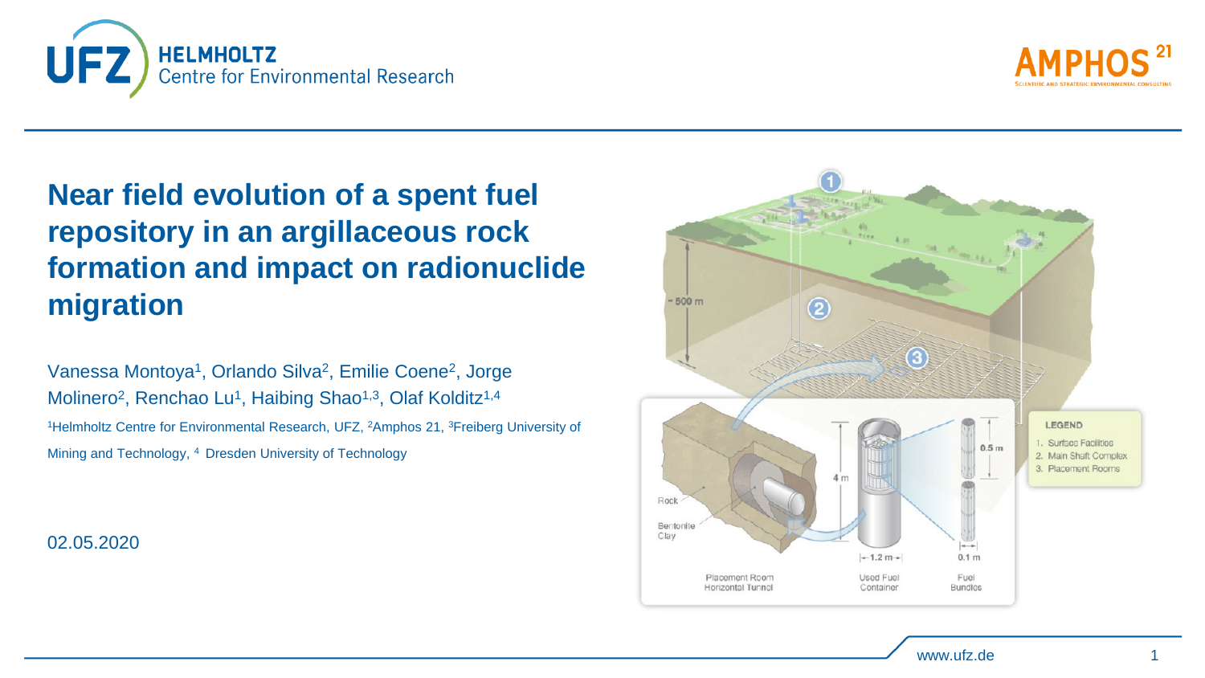# Near field evolution of a spent fuel repository in an argillaceous rock formation and impact on radionuclide migration

Vanessa Montoya[1], Orlando Silva[2], Emilie Coene[2], Jorge Molinero[2], Renchao Lu[1], Haibing Shao[1,3], Olaf Kolditz[1,4]

[1]Helmholtz Centre for Environmental Research, UFZ, [2]Amphos 21, [3]Freiberg University of Mining and Technology, [4] Dresden University of Technology

02.05.2020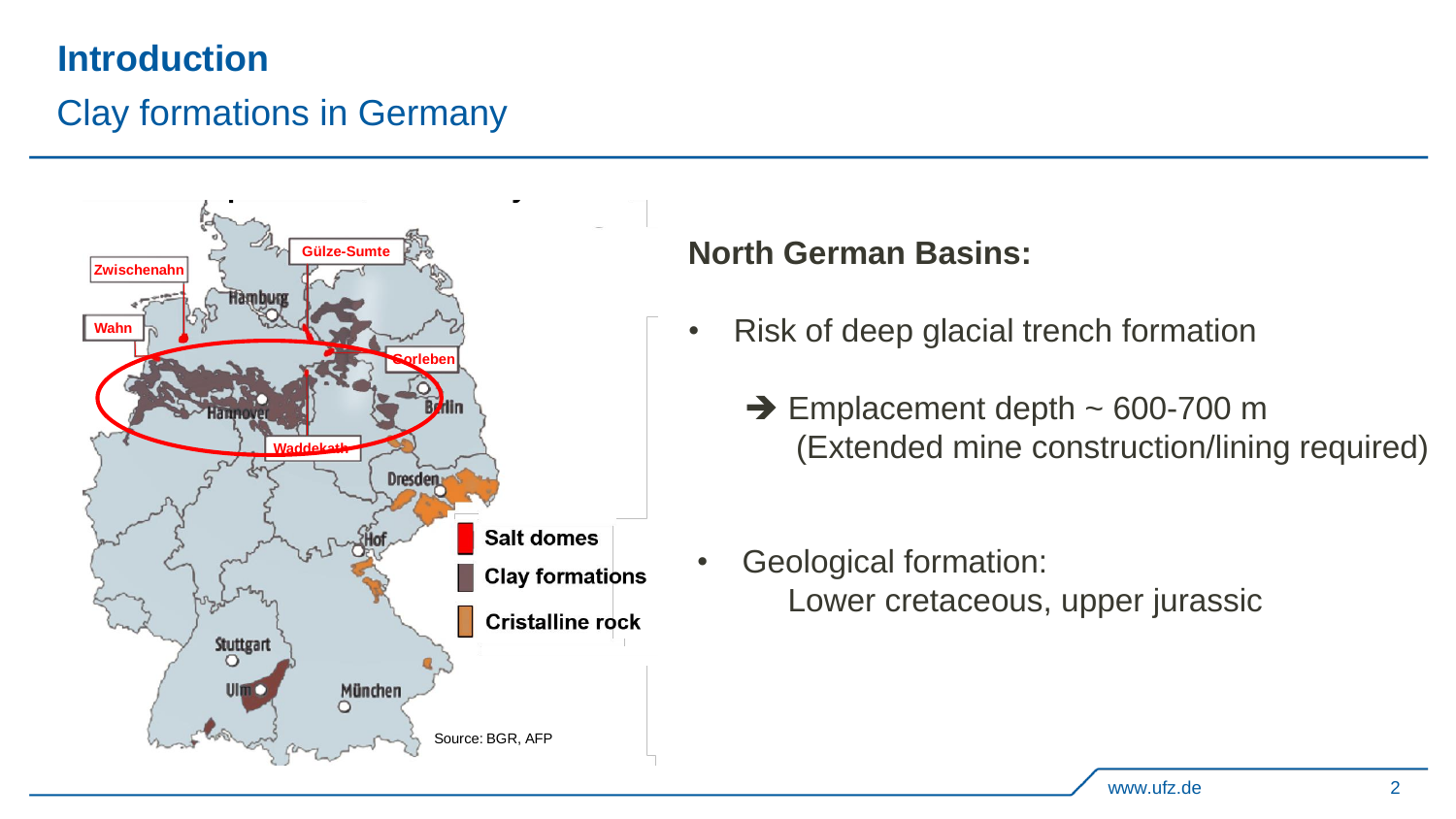# Introduction

## Clay formations in Germany

Zwischenahn

Wahn

Gülze-Sumte

Gorleben

Waddekath

Hamburg

Hannover

Berlin

Dresden

Hof

Stuttgart

Ulm

München

Salt domes

Clay formations

Cristalline rock

Source: BGR, AFP

**North German Basins:**

- Risk of deep glacial trench formation

  ➔ Emplacement depth ~ 600-700 m
  (Extended mine construction/lining required)

- Geological formation:
  Lower cretaceous, upper jurassic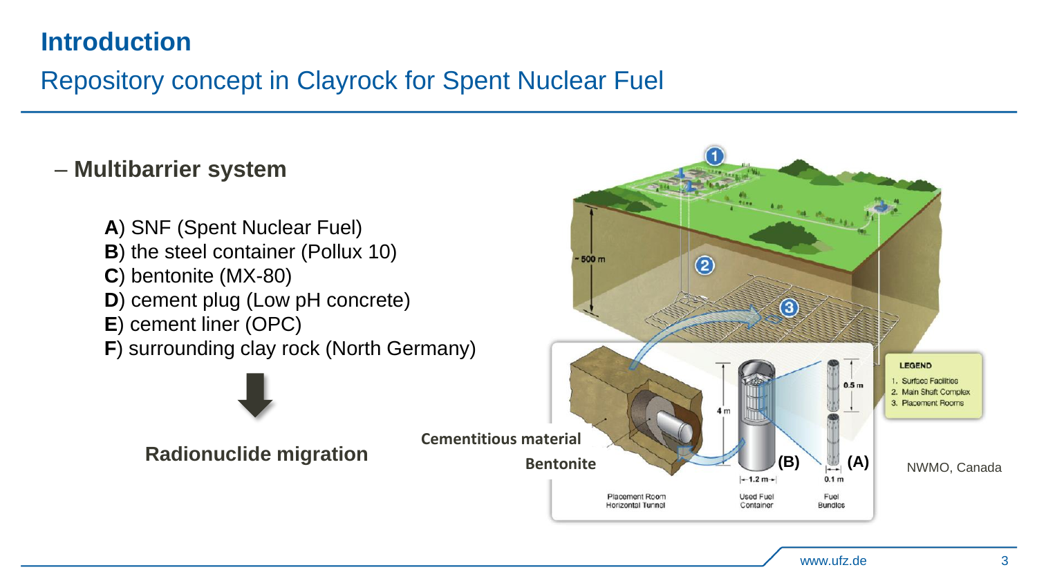# Introduction

## Repository concept in Claystone for Spent Nuclear Fuel

– **Multibarrier system**

**A**) SNF (Spent Nuclear Fuel)
**B**) the steel container (Pollux 10)
**C**) bentonite (MX-80)
**D**) cement plug (Low pH concrete)
**E**) cement liner (OPC)
**F**) surrounding clay rock (North Germany)

**Radionuclide migration**

**Cementitious material**

**Bentonite**

~500 m

LEGEND
1. Surface Facilities
2. Main Shaft Complex
3. Placement Rooms

4 m | 0.5 m | 1.2 m | 0.1 m

**(B)** **(A)**

Placement Room Horizontal Tunnel | Used Fuel Container | Fuel Bundles

NWMO, Canada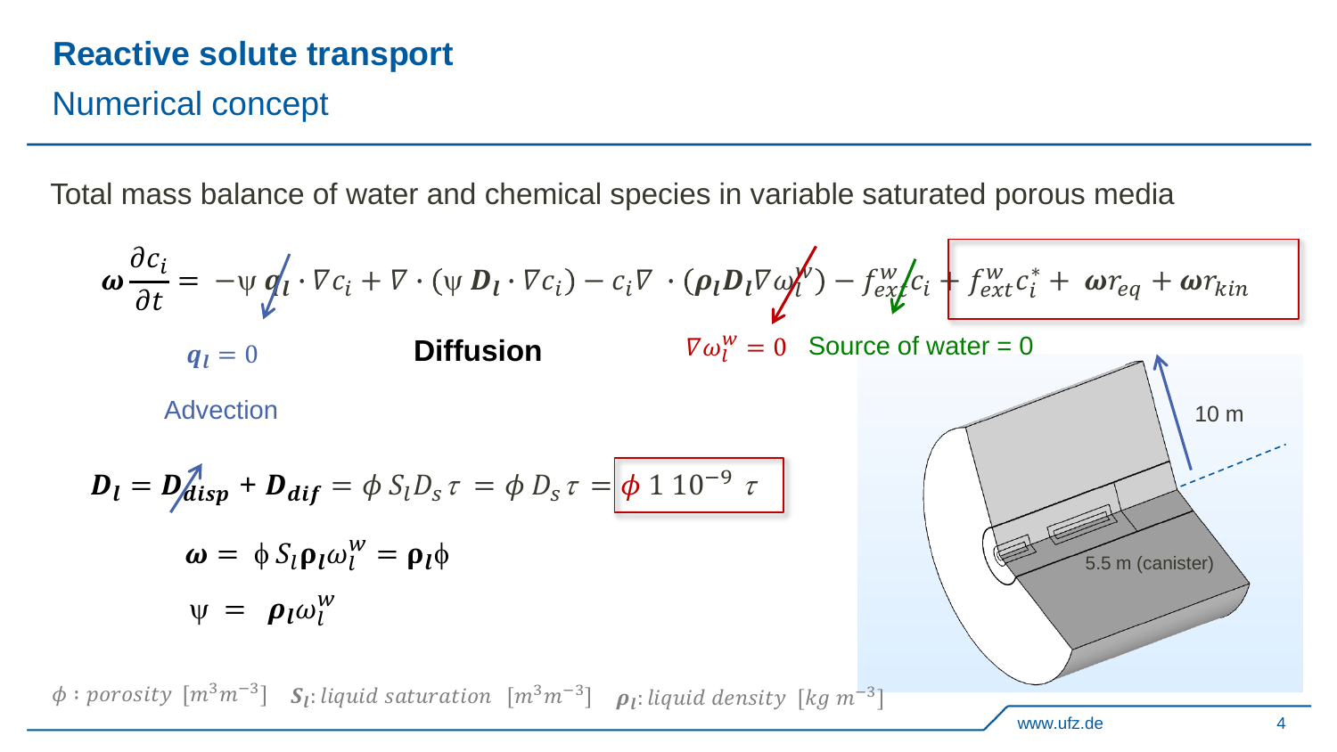# Reactive solute transport

## Numerical concept

Total mass balance of water and chemical species in variable saturated porous media

$$\boldsymbol{\omega}\frac{\partial c_i}{\partial t} = -\psi\, \boldsymbol{q_l}\cdot\nabla c_i + \nabla\cdot(\psi\, \boldsymbol{D_l}\cdot\nabla c_i) - c_i\nabla\cdot(\boldsymbol{\rho_l}\boldsymbol{D_l}\nabla\omega_l^w) - f_{ext}^w c_i + f_{ext}^w c_i^* + \boldsymbol{\omega} r_{eq} + \boldsymbol{\omega} r_{kin}$$

$\boldsymbol{q_l} = 0$ Advection

**Diffusion**

$\nabla\omega_l^w = 0$

Source of water = 0

$$\boldsymbol{D_l} = \boldsymbol{D_{disp}} + \boldsymbol{D_{dif}} = \phi\, S_l D_s\, \tau = \phi\, D_s\, \tau = \phi\; 1\; 10^{-9}\; \tau$$

$$\boldsymbol{\omega} = \phi\, S_l \boldsymbol{\rho_l}\omega_l^w = \boldsymbol{\rho_l}\phi$$

$$\psi = \boldsymbol{\rho_l}\omega_l^w$$

10 m

5.5 m (canister)

$\phi$ : *porosity* $[m^3 m^{-3}]$ $\boldsymbol{S_l}$: *liquid saturation* $[m^3 m^{-3}]$ $\boldsymbol{\rho_l}$: *liquid density* $[kg\ m^{-3}]$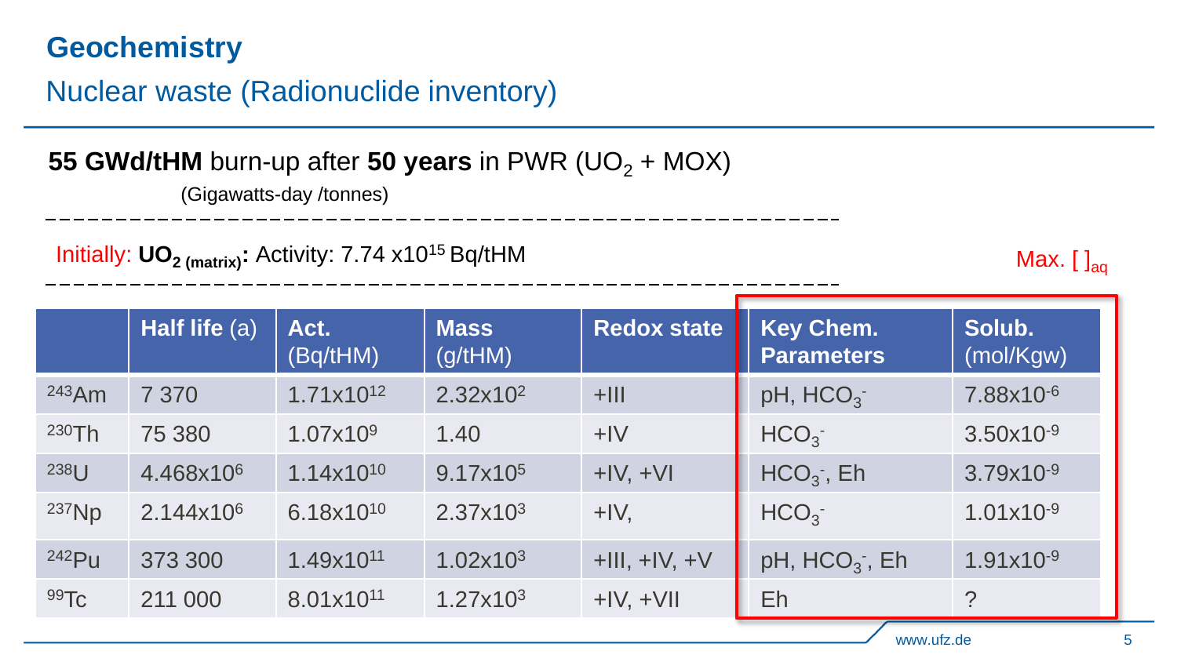# Geochemistry

## Nuclear waste (Radionuclide inventory)

**55 GWd/tHM** burn-up after **50 years** in PWR ($UO_2$ + MOX)

(Gigawatts-day /tonnes)

Initially: **$UO_{2\,(matrix)}$:** Activity: $7.74 \times 10^{15}$ Bq/tHM

Max. $[\ ]_{aq}$

| | **Half life** (a) | **Act.** (Bq/tHM) | **Mass** (g/tHM) | **Redox state** | **Key Chem. Parameters** | **Solub.** (mol/Kgw) |
|---|---|---|---|---|---|---|
| $^{243}Am$ | 7 370 | $1.71 \times 10^{12}$ | $2.32 \times 10^{2}$ | +III | pH, $HCO_3^-$ | $7.88 \times 10^{-6}$ |
| $^{230}Th$ | 75 380 | $1.07 \times 10^{9}$ | 1.40 | +IV | $HCO_3^-$ | $3.50 \times 10^{-9}$ |
| $^{238}U$ | $4.468 \times 10^{6}$ | $1.14 \times 10^{10}$ | $9.17 \times 10^{5}$ | +IV, +VI | $HCO_3^-$, Eh | $3.79 \times 10^{-9}$ |
| $^{237}Np$ | $2.144 \times 10^{6}$ | $6.18 \times 10^{10}$ | $2.37 \times 10^{3}$ | +IV, | $HCO_3^-$ | $1.01 \times 10^{-9}$ |
| $^{242}Pu$ | 373 300 | $1.49 \times 10^{11}$ | $1.02 \times 10^{3}$ | +III, +IV, +V | pH, $HCO_3^-$, Eh | $1.91 \times 10^{-9}$ |
| $^{99}Tc$ | 211 000 | $8.01 \times 10^{11}$ | $1.27 \times 10^{3}$ | +IV, +VII | Eh | ? |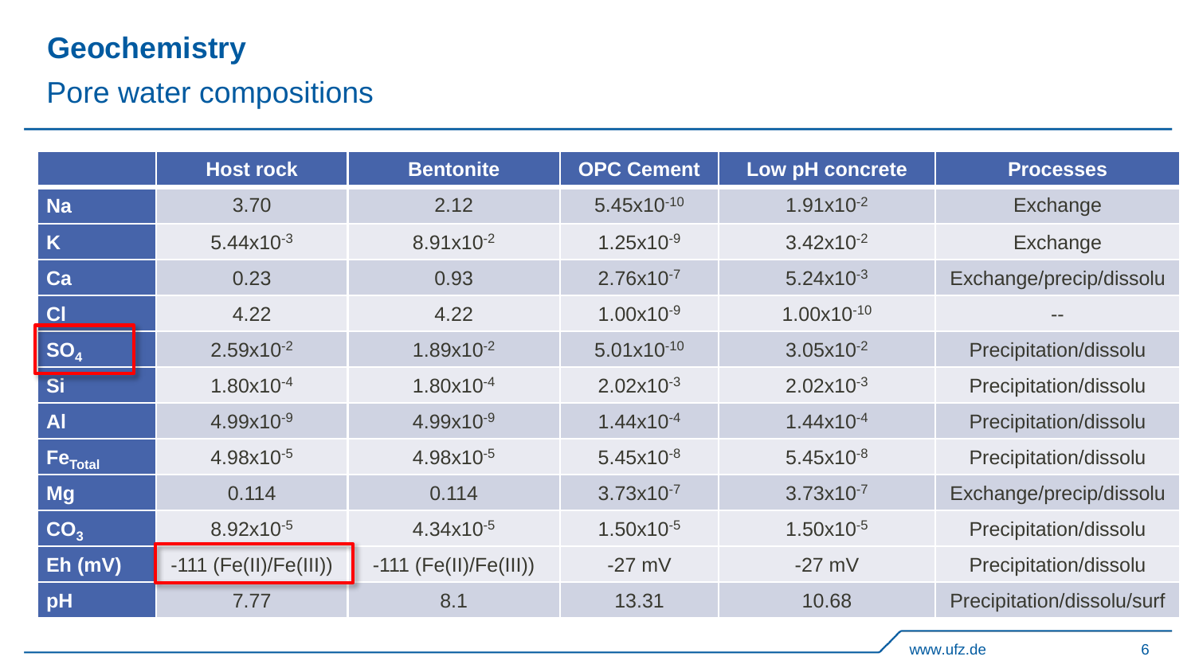# Geochemistry

## Pore water compositions

| | Host rock | Bentonite | OPC Cement | Low pH concrete | Processes |
|---|---|---|---|---|---|
| Na | 3.70 | 2.12 | $5.45 \times 10^{-10}$ | $1.91 \times 10^{-2}$ | Exchange |
| K | $5.44 \times 10^{-3}$ | $8.91 \times 10^{-2}$ | $1.25 \times 10^{-9}$ | $3.42 \times 10^{-2}$ | Exchange |
| Ca | 0.23 | 0.93 | $2.76 \times 10^{-7}$ | $5.24 \times 10^{-3}$ | Exchange/precip/dissolu |
| Cl | 4.22 | 4.22 | $1.00 \times 10^{-9}$ | $1.00 \times 10^{-10}$ | -- |
| $SO_4$ | $2.59 \times 10^{-2}$ | $1.89 \times 10^{-2}$ | $5.01 \times 10^{-10}$ | $3.05 \times 10^{-2}$ | Precipitation/dissolu |
| Si | $1.80 \times 10^{-4}$ | $1.80 \times 10^{-4}$ | $2.02 \times 10^{-3}$ | $2.02 \times 10^{-3}$ | Precipitation/dissolu |
| Al | $4.99 \times 10^{-9}$ | $4.99 \times 10^{-9}$ | $1.44 \times 10^{-4}$ | $1.44 \times 10^{-4}$ | Precipitation/dissolu |
| $Fe_{Total}$ | $4.98 \times 10^{-5}$ | $4.98 \times 10^{-5}$ | $5.45 \times 10^{-8}$ | $5.45 \times 10^{-8}$ | Precipitation/dissolu |
| Mg | 0.114 | 0.114 | $3.73 \times 10^{-7}$ | $3.73 \times 10^{-7}$ | Exchange/precip/dissolu |
| $CO_3$ | $8.92 \times 10^{-5}$ | $4.34 \times 10^{-5}$ | $1.50 \times 10^{-5}$ | $1.50 \times 10^{-5}$ | Precipitation/dissolu |
| Eh (mV) | -111 (Fe(II)/Fe(III)) | -111 (Fe(II)/Fe(III)) | -27 mV | -27 mV | Precipitation/dissolu |
| pH | 7.77 | 8.1 | 13.31 | 10.68 | Precipitation/dissolu/surf |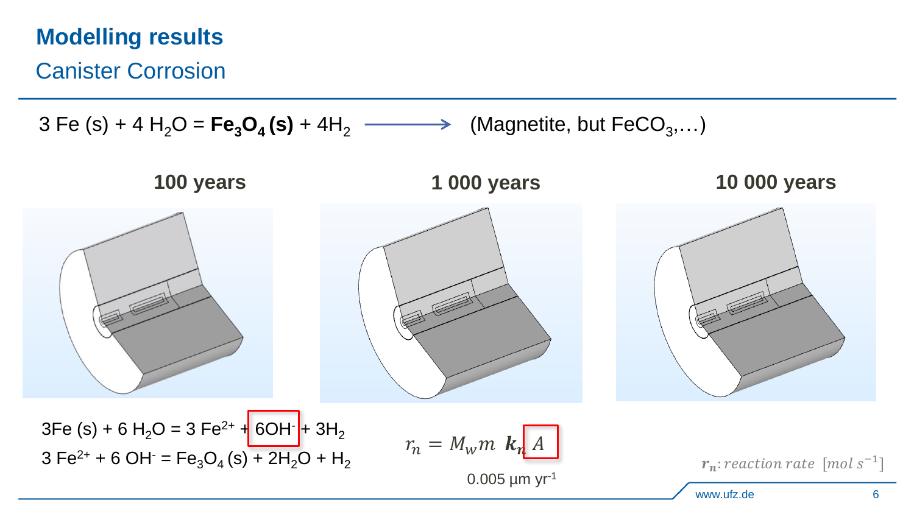# Modelling results

## Canister Corrosion

$3\ Fe\ (s) + 4\ H_2O = \mathbf{Fe_3O_4\ (s)} + 4H_2$ ⟶ (Magnetite, but $FeCO_3$,…)

**100 years** | **1 000 years** | **10 000 years**

$3Fe\ (s) + 6\ H_2O = 3\ Fe^{2+} + 6OH^- + 3H_2$

$3\ Fe^{2+} + 6\ OH^- = Fe_3O_4\ (s) + 2H_2O + H_2$

$$r_n = M_w m\ \boldsymbol{k_n}\ A$$

0.005 µm yr$^{-1}$

$\boldsymbol{r_n}$: *reaction rate* $[mol\ s^{-1}]$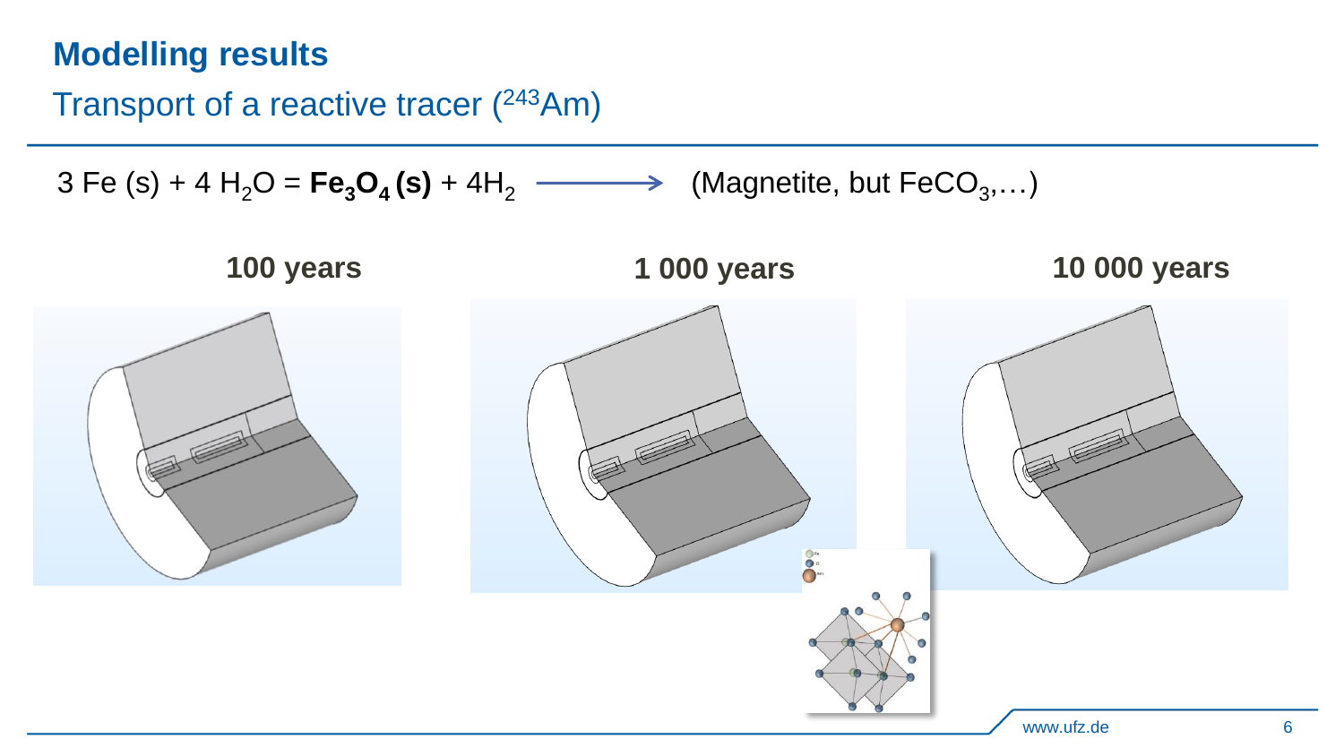## Modelling results

### Transport of a reactive tracer ($^{243}Am$)

$3\ Fe\ (s) + 4\ H_2O = \mathbf{Fe_3O_4\ (s)} + 4H_2$ ⟶ (Magnetite, but $FeCO_3$,…)

**100 years** | **1 000 years** | **10 000 years**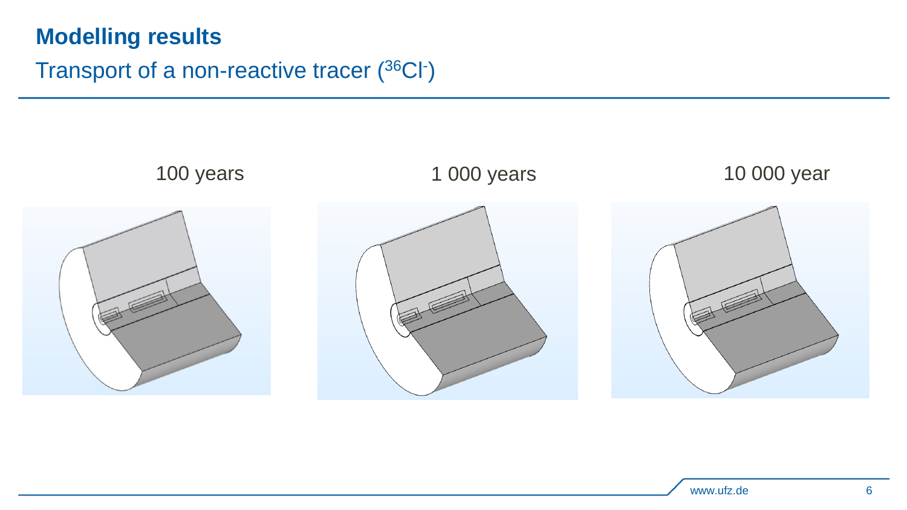# Modelling results

## Transport of a non-reactive tracer ($^{36}Cl^-$)

100 years

1 000 years

10 000 year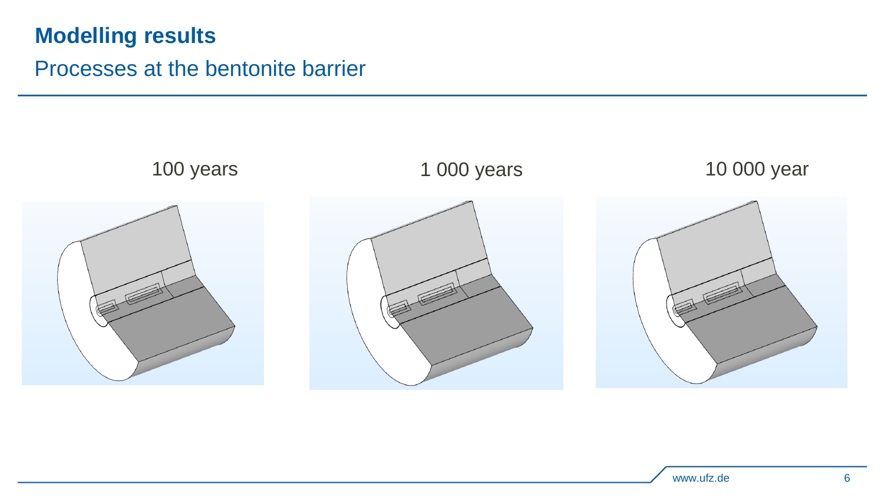# Modelling results

## Processes at the bentonite barrier

100 years

1 000 years

10 000 year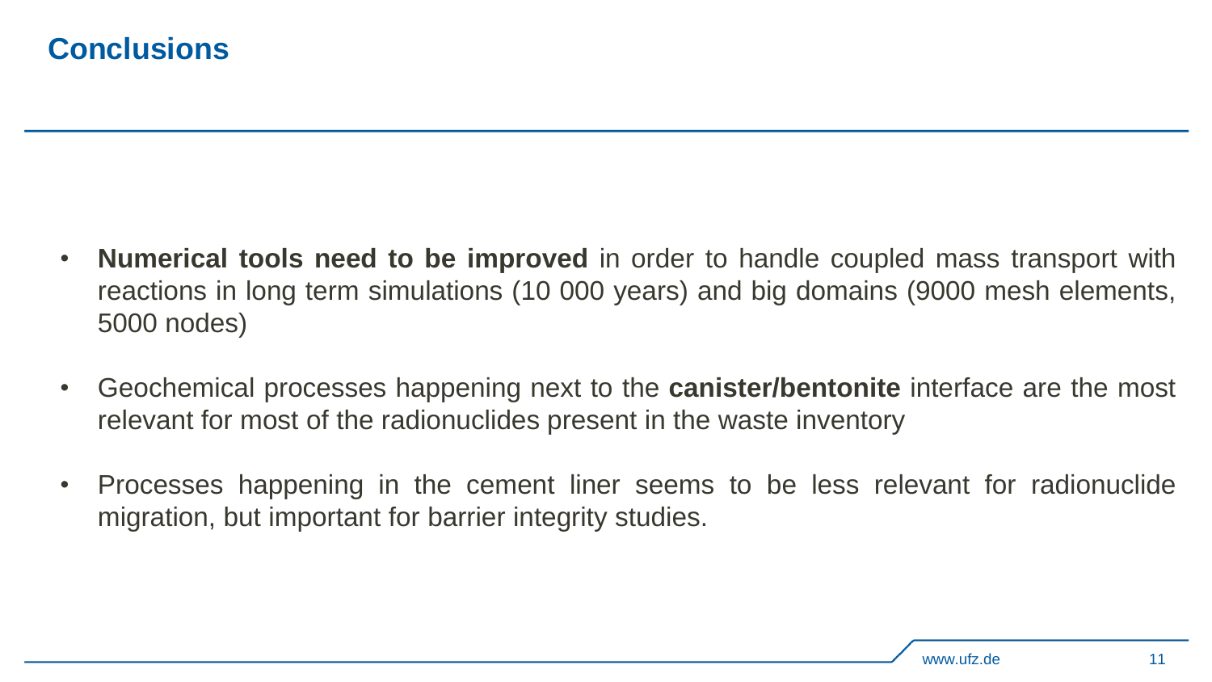# Conclusions

- **Numerical tools need to be improved** in order to handle coupled mass transport with reactions in long term simulations (10 000 years) and big domains (9000 mesh elements, 5000 nodes)

- Geochemical processes happening next to the **canister/bentonite** interface are the most relevant for most of the radionuclides present in the waste inventory

- Processes happening in the cement liner seems to be less relevant for radionuclide migration, but important for barrier integrity studies.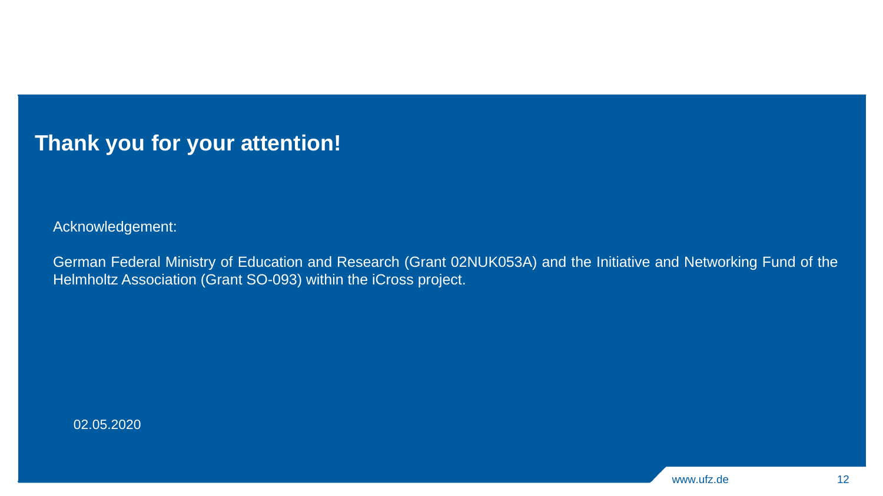# Thank you for your attention!

Acknowledgement:

German Federal Ministry of Education and Research (Grant 02NUK053A) and the Initiative and Networking Fund of the Helmholtz Association (Grant SO-093) within the iCross project.

02.05.2020